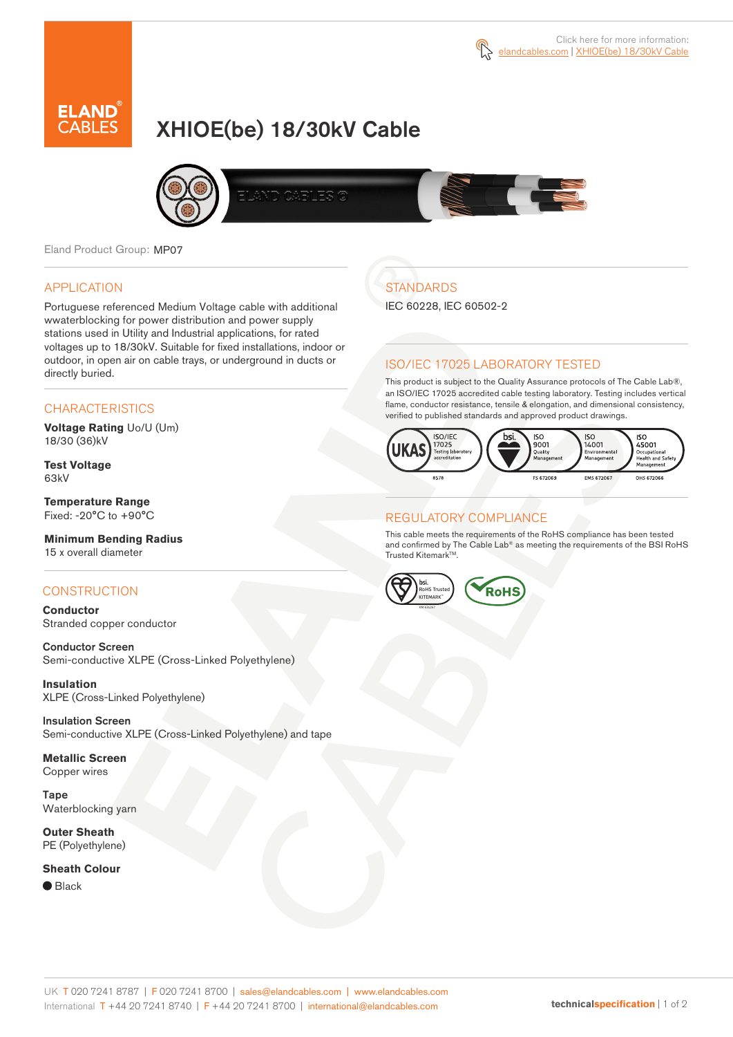Click here for more information: elandcables.com | XHIOE(be) 18/30kV Cable

# XHIOE(be) 18/30kV Cable

Eland Product Group: MP07

## APPLICATION

Portuguese referenced Medium Voltage cable with additional wwaterblocking for power distribution and power supply stations used in Utility and Industrial applications, for rated voltages up to 18/30kV. Suitable for fixed installations, indoor or outdoor, in open air on cable trays, or underground in ducts or directly buried.

## CHARACTERISTICS

**Voltage Rating** Uo/U (Um)
18/30 (36)kV

**Test Voltage**
63kV

**Temperature Range**
Fixed: -20°C to +90°C

**Minimum Bending Radius**
15 x overall diameter

## CONSTRUCTION

**Conductor**
Stranded copper conductor

**Conductor Screen**
Semi-conductive XLPE (Cross-Linked Polyethylene)

**Insulation**
XLPE (Cross-Linked Polyethylene)

**Insulation Screen**
Semi-conductive XLPE (Cross-Linked Polyethylene) and tape

**Metallic Screen**
Copper wires

**Tape**
Waterblocking yarn

**Outer Sheath**
PE (Polyethylene)

**Sheath Colour**
● Black

## STANDARDS

IEC 60228, IEC 60502-2

## ISO/IEC 17025 LABORATORY TESTED

This product is subject to the Quality Assurance protocols of The Cable Lab®, an ISO/IEC 17025 accredited cable testing laboratory. Testing includes vertical flame, conductor resistance, tensile & elongation, and dimensional consistency, verified to published standards and approved product drawings.

UKAS ISO/IEC 17025 Testing laboratory accreditation 8578 | bsi ISO 9001 Quality Management FS 672069 | ISO 14001 Environmental Management EMS 672067 | ISO 45001 Occupational Health and Safety Management OHS 672066

## REGULATORY COMPLIANCE

This cable meets the requirements of the RoHS compliance has been tested and confirmed by The Cable Lab® as meeting the requirements of the BSI RoHS Trusted Kitemark™.

bsi RoHS Trusted KITEMARK™ | RoHS

UK T 020 7241 8787 | F 020 7241 8700 | sales@elandcables.com | www.elandcables.com
International T +44 20 7241 8740 | F +44 20 7241 8700 | international@elandcables.com

technicalspecification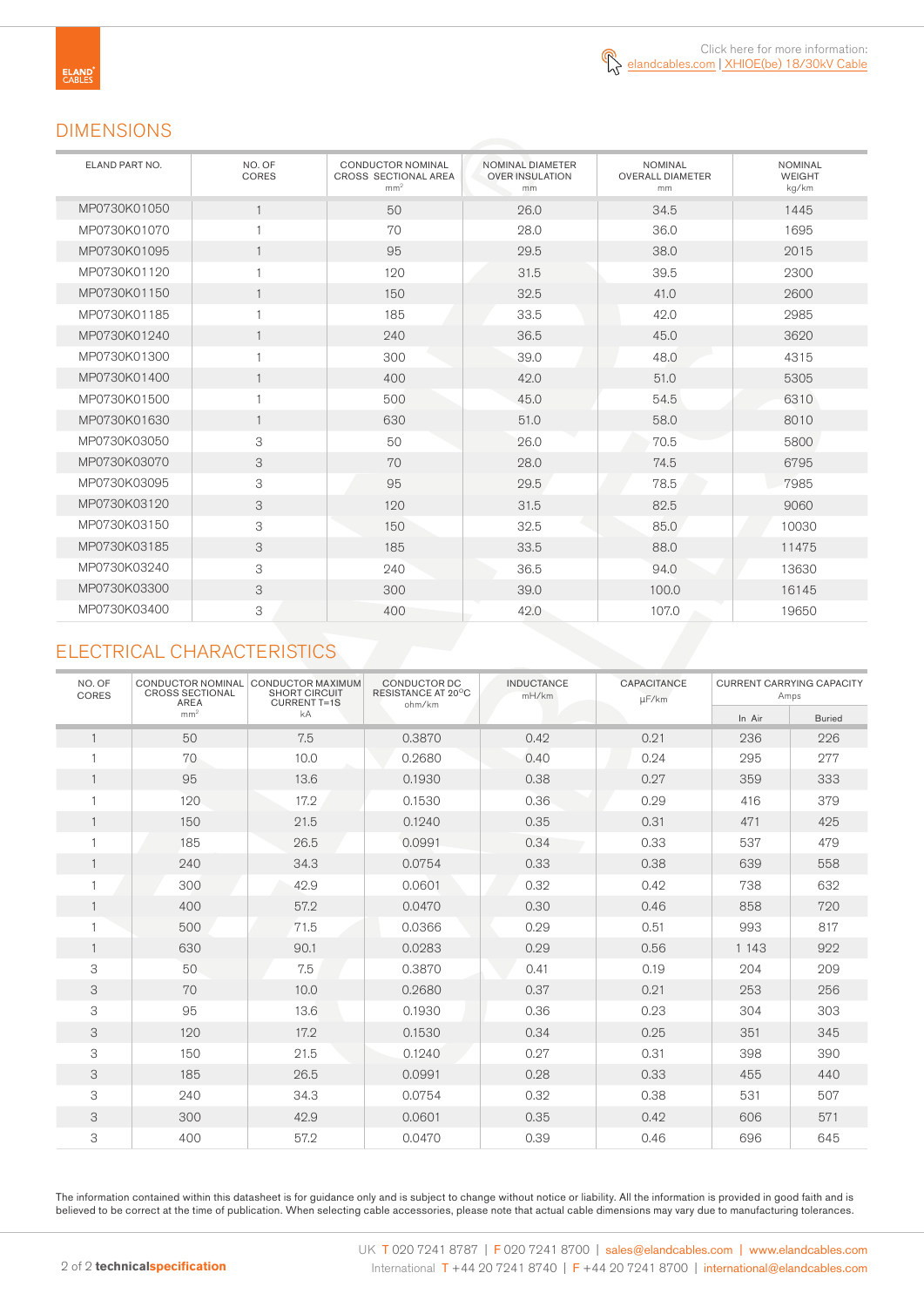Click here for more information: elandcables.com | XHIOE(be) 18/30kV Cable

## DIMENSIONS

| ELAND PART NO. | NO. OF CORES | CONDUCTOR NOMINAL CROSS SECTIONAL AREA mm² | NOMINAL DIAMETER OVER INSULATION mm | NOMINAL OVERALL DIAMETER mm | NOMINAL WEIGHT kg/km |
|---|---|---|---|---|---|
| MP0730K01050 | 1 | 50 | 26.0 | 34.5 | 1445 |
| MP0730K01070 | 1 | 70 | 28.0 | 36.0 | 1695 |
| MP0730K01095 | 1 | 95 | 29.5 | 38.0 | 2015 |
| MP0730K01120 | 1 | 120 | 31.5 | 39.5 | 2300 |
| MP0730K01150 | 1 | 150 | 32.5 | 41.0 | 2600 |
| MP0730K01185 | 1 | 185 | 33.5 | 42.0 | 2985 |
| MP0730K01240 | 1 | 240 | 36.5 | 45.0 | 3620 |
| MP0730K01300 | 1 | 300 | 39.0 | 48.0 | 4315 |
| MP0730K01400 | 1 | 400 | 42.0 | 51.0 | 5305 |
| MP0730K01500 | 1 | 500 | 45.0 | 54.5 | 6310 |
| MP0730K01630 | 1 | 630 | 51.0 | 58.0 | 8010 |
| MP0730K03050 | 3 | 50 | 26.0 | 70.5 | 5800 |
| MP0730K03070 | 3 | 70 | 28.0 | 74.5 | 6795 |
| MP0730K03095 | 3 | 95 | 29.5 | 78.5 | 7985 |
| MP0730K03120 | 3 | 120 | 31.5 | 82.5 | 9060 |
| MP0730K03150 | 3 | 150 | 32.5 | 85.0 | 10030 |
| MP0730K03185 | 3 | 185 | 33.5 | 88.0 | 11475 |
| MP0730K03240 | 3 | 240 | 36.5 | 94.0 | 13630 |
| MP0730K03300 | 3 | 300 | 39.0 | 100.0 | 16145 |
| MP0730K03400 | 3 | 400 | 42.0 | 107.0 | 19650 |

## ELECTRICAL CHARACTERISTICS

| NO. OF CORES | CONDUCTOR NOMINAL CROSS SECTIONAL AREA mm² | CONDUCTOR MAXIMUM SHORT CIRCUIT CURRENT T=1S kA | CONDUCTOR DC RESISTANCE AT 20°C ohm/km | INDUCTANCE mH/km | CAPACITANCE µF/km | CURRENT CARRYING CAPACITY Amps | |
|---|---|---|---|---|---|---|---|
| | | | | | | In Air | Buried |
| 1 | 50 | 7.5 | 0.3870 | 0.42 | 0.21 | 236 | 226 |
| 1 | 70 | 10.0 | 0.2680 | 0.40 | 0.24 | 295 | 277 |
| 1 | 95 | 13.6 | 0.1930 | 0.38 | 0.27 | 359 | 333 |
| 1 | 120 | 17.2 | 0.1530 | 0.36 | 0.29 | 416 | 379 |
| 1 | 150 | 21.5 | 0.1240 | 0.35 | 0.31 | 471 | 425 |
| 1 | 185 | 26.5 | 0.0991 | 0.34 | 0.33 | 537 | 479 |
| 1 | 240 | 34.3 | 0.0754 | 0.33 | 0.38 | 639 | 558 |
| 1 | 300 | 42.9 | 0.0601 | 0.32 | 0.42 | 738 | 632 |
| 1 | 400 | 57.2 | 0.0470 | 0.30 | 0.46 | 858 | 720 |
| 1 | 500 | 71.5 | 0.0366 | 0.29 | 0.51 | 993 | 817 |
| 1 | 630 | 90.1 | 0.0283 | 0.29 | 0.56 | 1 143 | 922 |
| 3 | 50 | 7.5 | 0.3870 | 0.41 | 0.19 | 204 | 209 |
| 3 | 70 | 10.0 | 0.2680 | 0.37 | 0.21 | 253 | 256 |
| 3 | 95 | 13.6 | 0.1930 | 0.36 | 0.23 | 304 | 303 |
| 3 | 120 | 17.2 | 0.1530 | 0.34 | 0.25 | 351 | 345 |
| 3 | 150 | 21.5 | 0.1240 | 0.27 | 0.31 | 398 | 390 |
| 3 | 185 | 26.5 | 0.0991 | 0.28 | 0.33 | 455 | 440 |
| 3 | 240 | 34.3 | 0.0754 | 0.32 | 0.38 | 531 | 507 |
| 3 | 300 | 42.9 | 0.0601 | 0.35 | 0.42 | 606 | 571 |
| 3 | 400 | 57.2 | 0.0470 | 0.39 | 0.46 | 696 | 645 |

The information contained within this datasheet is for guidance only and is subject to change without notice or liability. All the information is provided in good faith and is believed to be correct at the time of publication. When selecting cable accessories, please note that actual cable dimensions may vary due to manufacturing tolerances.

UK T 020 7241 8787 | F 020 7241 8700 | sales@elandcables.com | www.elandcables.com
International T +44 20 7241 8740 | F +44 20 7241 8700 | international@elandcables.com